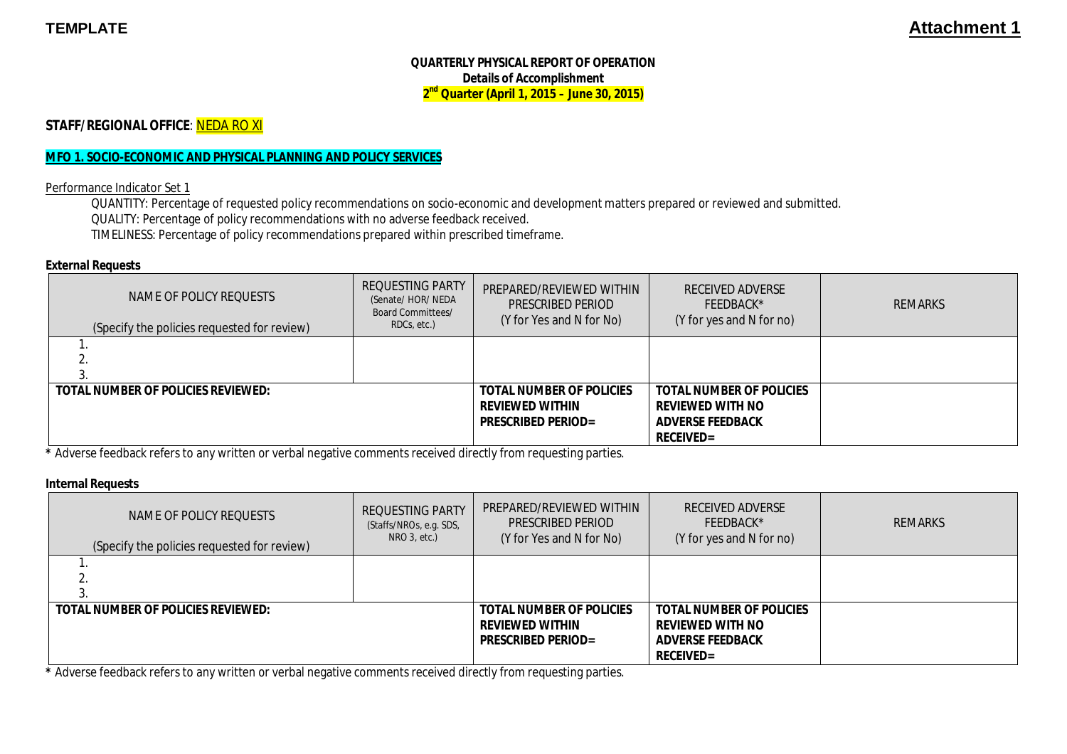**TEMPLATE** **Attachment 1**

**QUARTERLY PHYSICAL REPORT OF OPERATION**
**Details of Accomplishment**
**2nd Quarter (April 1, 2015 – June 30, 2015)**

**STAFF/ REGIONAL OFFICE**: NEDA RO XI

**MFO 1. SOCIO-ECONOMIC AND PHYSICAL PLANNING AND POLICY SERVICES**

Performance Indicator Set 1

QUANTITY: Percentage of requested policy recommendations on socio-economic and development matters prepared or reviewed and submitted.
QUALITY: Percentage of policy recommendations with no adverse feedback received.
TIMELINESS: Percentage of policy recommendations prepared within prescribed timeframe.

**External Requests**

| NAME OF POLICY REQUESTS (Specify the policies requested for review) | REQUESTING PARTY (Senate/ HOR/ NEDA Board Committees/ RDCs, etc.) | PREPARED/REVIEWED WITHIN PRESCRIBED PERIOD (Y for Yes and N for No) | RECEIVED ADVERSE FEEDBACK* (Y for yes and N for no) | REMARKS |
|---|---|---|---|---|
| 1.<br>2.<br>3. | | | | |
| **TOTAL NUMBER OF POLICIES REVIEWED:** | | **TOTAL NUMBER OF POLICIES REVIEWED WITHIN PRESCRIBED PERIOD=** | **TOTAL NUMBER OF POLICIES REVIEWED WITH NO ADVERSE FEEDBACK RECEIVED=** | |

**\*** Adverse feedback refers to any written or verbal negative comments received directly from requesting parties.

**Internal Requests**

| NAME OF POLICY REQUESTS (Specify the policies requested for review) | REQUESTING PARTY (Staffs/NROs, e.g. SDS, NRO 3, etc.) | PREPARED/REVIEWED WITHIN PRESCRIBED PERIOD (Y for Yes and N for No) | RECEIVED ADVERSE FEEDBACK* (Y for yes and N for no) | REMARKS |
|---|---|---|---|---|
| 1.<br>2.<br>3. | | | | |
| **TOTAL NUMBER OF POLICIES REVIEWED:** | | **TOTAL NUMBER OF POLICIES REVIEWED WITHIN PRESCRIBED PERIOD=** | **TOTAL NUMBER OF POLICIES REVIEWED WITH NO ADVERSE FEEDBACK RECEIVED=** | |

**\*** Adverse feedback refers to any written or verbal negative comments received directly from requesting parties.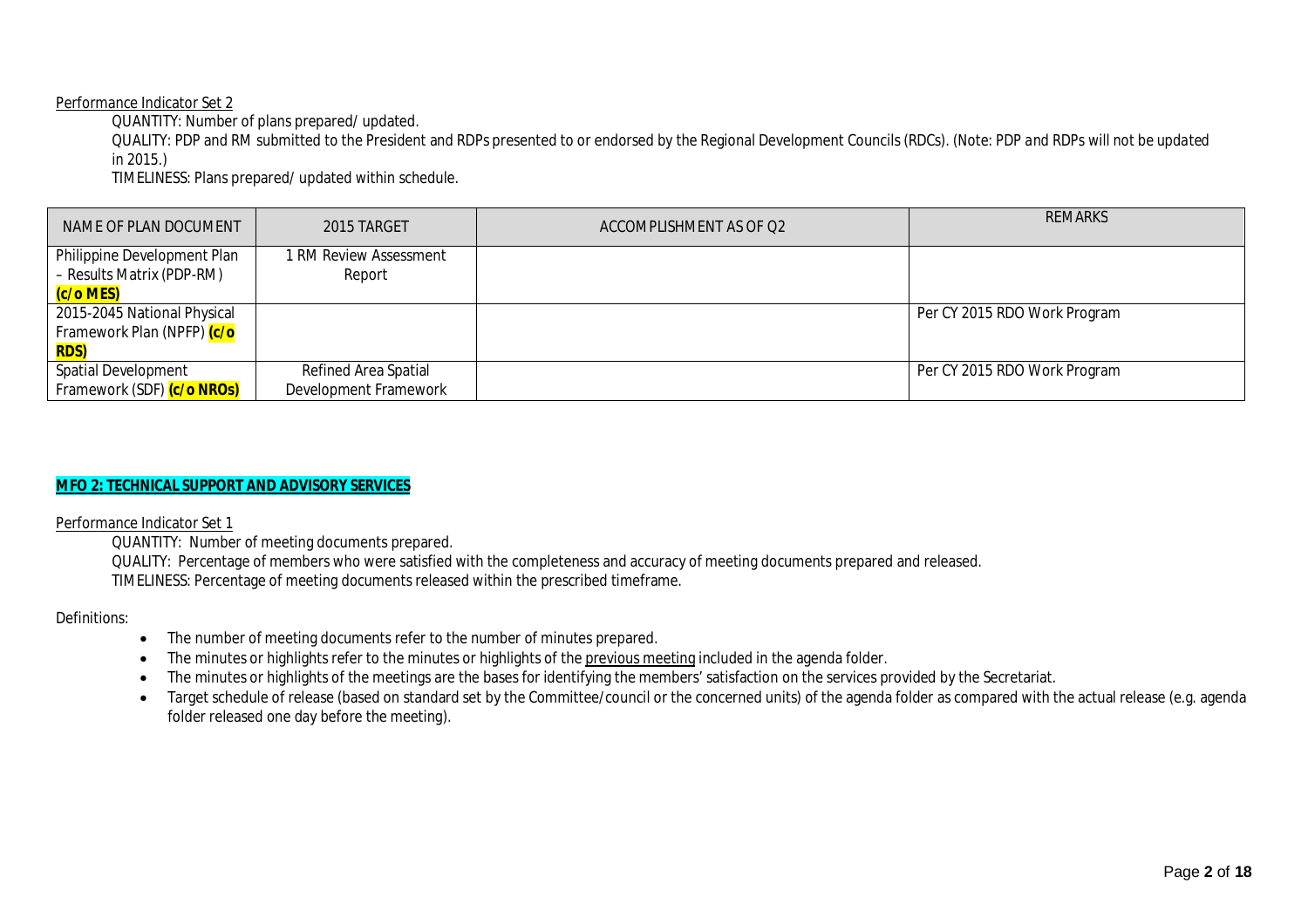Performance Indicator Set 2

QUANTITY: Number of plans prepared/ updated.

QUALITY: PDP and RM submitted to the President and RDPs presented to or endorsed by the Regional Development Councils (RDCs). *(Note: PDP and RDPs will not be updated in 2015.)*

TIMELINESS: Plans prepared/ updated within schedule.

| NAME OF PLAN DOCUMENT | 2015 TARGET | ACCOMPLISHMENT AS OF Q2 | REMARKS |
|---|---|---|---|
| Philippine Development Plan – Results Matrix (PDP-RM) **(c/o MES)** | 1 RM Review Assessment Report | | |
| 2015-2045 National Physical Framework Plan (NPFP) **(c/o RDS)** | | | Per CY 2015 RDO Work Program |
| Spatial Development Framework (SDF) **(c/o NROs)** | Refined Area Spatial Development Framework | | Per CY 2015 RDO Work Program |

## MFO 2: TECHNICAL SUPPORT AND ADVISORY SERVICES

Performance Indicator Set 1

QUANTITY: Number of meeting documents prepared.

QUALITY: Percentage of members who were satisfied with the completeness and accuracy of meeting documents prepared and released.

TIMELINESS: Percentage of meeting documents released within the prescribed timeframe.

Definitions:

- The number of meeting documents refer to the number of minutes prepared.
- The minutes or highlights refer to the minutes or highlights of the previous meeting included in the agenda folder.
- The minutes or highlights of the meetings are the bases for identifying the members' satisfaction on the services provided by the Secretariat.
- Target schedule of release (based on standard set by the Committee/council or the concerned units) of the agenda folder as compared with the actual release (e.g. agenda folder released one day before the meeting).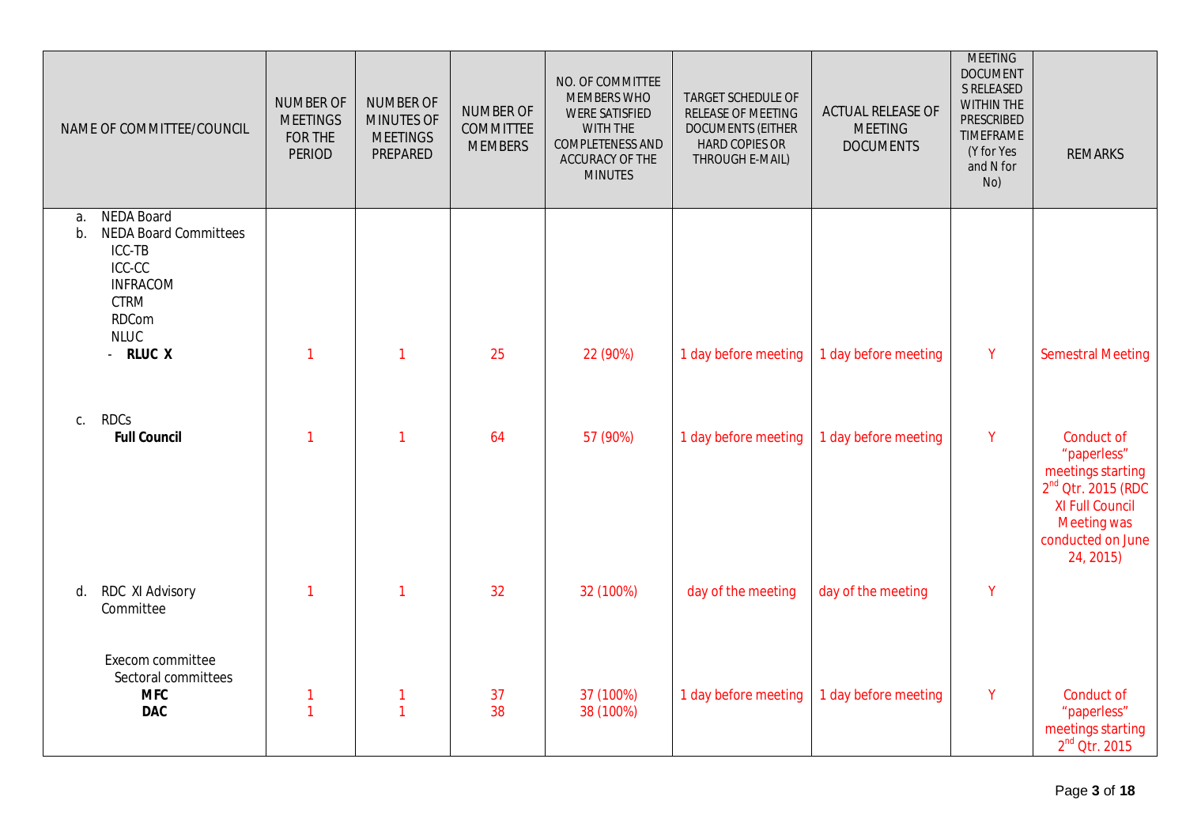| NAME OF COMMITTEE/COUNCIL | NUMBER OF MEETINGS FOR THE PERIOD | NUMBER OF MINUTES OF MEETINGS PREPARED | NUMBER OF COMMITTEE MEMBERS | NO. OF COMMITTEE MEMBERS WHO WERE SATISFIED WITH THE COMPLETENESS AND ACCURACY OF THE MINUTES | TARGET SCHEDULE OF RELEASE OF MEETING DOCUMENTS (EITHER HARD COPIES OR THROUGH E-MAIL) | ACTUAL RELEASE OF MEETING DOCUMENTS | MEETING DOCUMENTS RELEASED WITHIN THE PRESCRIBED TIMEFRAME (Y for Yes and N for No) | REMARKS |
|---|---|---|---|---|---|---|---|---|
| a. NEDA Board<br>b. NEDA Board Committees<br>ICC-TB<br>ICC-CC<br>INFRACOM<br>CTRM<br>RDCom<br>NLUC<br>- **RLUC X** | 1 | 1 | 25 | 22 (90%) | 1 day before meeting | 1 day before meeting | Y | Semestral Meeting |
| c. RDCs<br>**Full Council** | 1 | 1 | 64 | 57 (90%) | 1 day before meeting | 1 day before meeting | Y | Conduct of "paperless" meetings starting 2nd Qtr. 2015 (RDC XI Full Council Meeting was conducted on June 24, 2015) |
| d. RDC XI Advisory Committee | 1 | 1 | 32 | 32 (100%) | day of the meeting | day of the meeting | Y | |
| Execom committee<br>Sectoral committees<br>**MFC**<br>**DAC** | 1<br>1 | 1<br>1 | 37<br>38 | 37 (100%)<br>38 (100%) | 1 day before meeting | 1 day before meeting | Y | Conduct of "paperless" meetings starting 2nd Qtr. 2015 |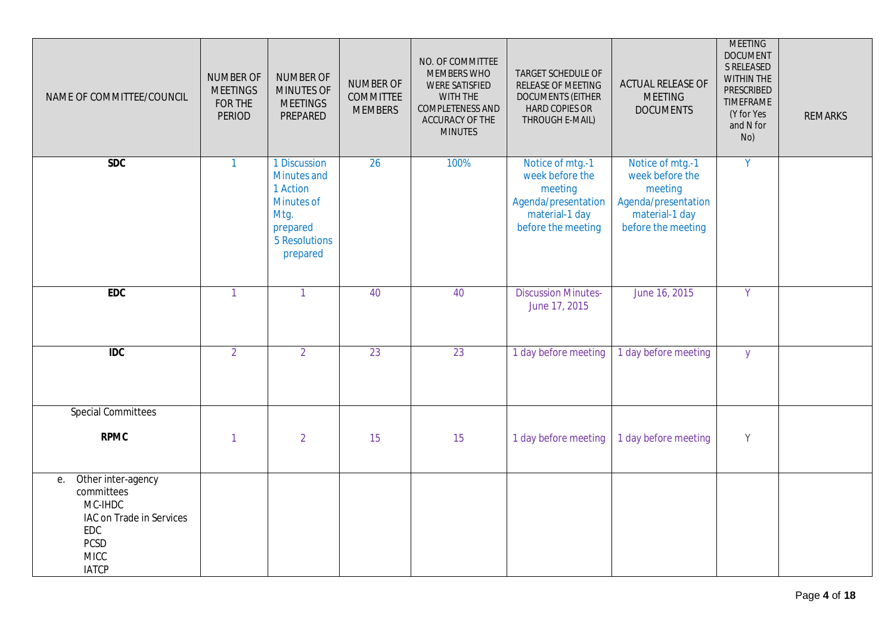| NAME OF COMMITTEE/COUNCIL | NUMBER OF MEETINGS FOR THE PERIOD | NUMBER OF MINUTES OF MEETINGS PREPARED | NUMBER OF COMMITTEE MEMBERS | NO. OF COMMITTEE MEMBERS WHO WERE SATISFIED WITH THE COMPLETENESS AND ACCURACY OF THE MINUTES | TARGET SCHEDULE OF RELEASE OF MEETING DOCUMENTS (EITHER HARD COPIES OR THROUGH E-MAIL) | ACTUAL RELEASE OF MEETING DOCUMENTS | MEETING DOCUMENTS RELEASED WITHIN THE PRESCRIBED TIMEFRAME (Y for Yes and N for No) | REMARKS |
|---|---|---|---|---|---|---|---|---|
| **SDC** | 1 | 1 Discussion Minutes and 1 Action Minutes of Mtg. prepared<br>5 Resolutions prepared | 26 | 100% | Notice of mtg.-1 week before the meeting<br>Agenda/presentation material-1 day before the meeting | Notice of mtg.-1 week before the meeting<br>Agenda/presentation material-1 day before the meeting | Y | |
| **EDC** | 1 | 1 | 40 | 40 | Discussion Minutes-June 17, 2015 | June 16, 2015 | Y | |
| **IDC** | 2 | 2 | 23 | 23 | 1 day before meeting | 1 day before meeting | y | |
| Special Committees<br>**RPMC** | 1 | 2 | 15 | 15 | 1 day before meeting | 1 day before meeting | Y | |
| e. Other inter-agency committees<br>MC-IHDC<br>IAC on Trade in Services<br>EDC<br>PCSD<br>MICC<br>IATCP | | | | | | | | |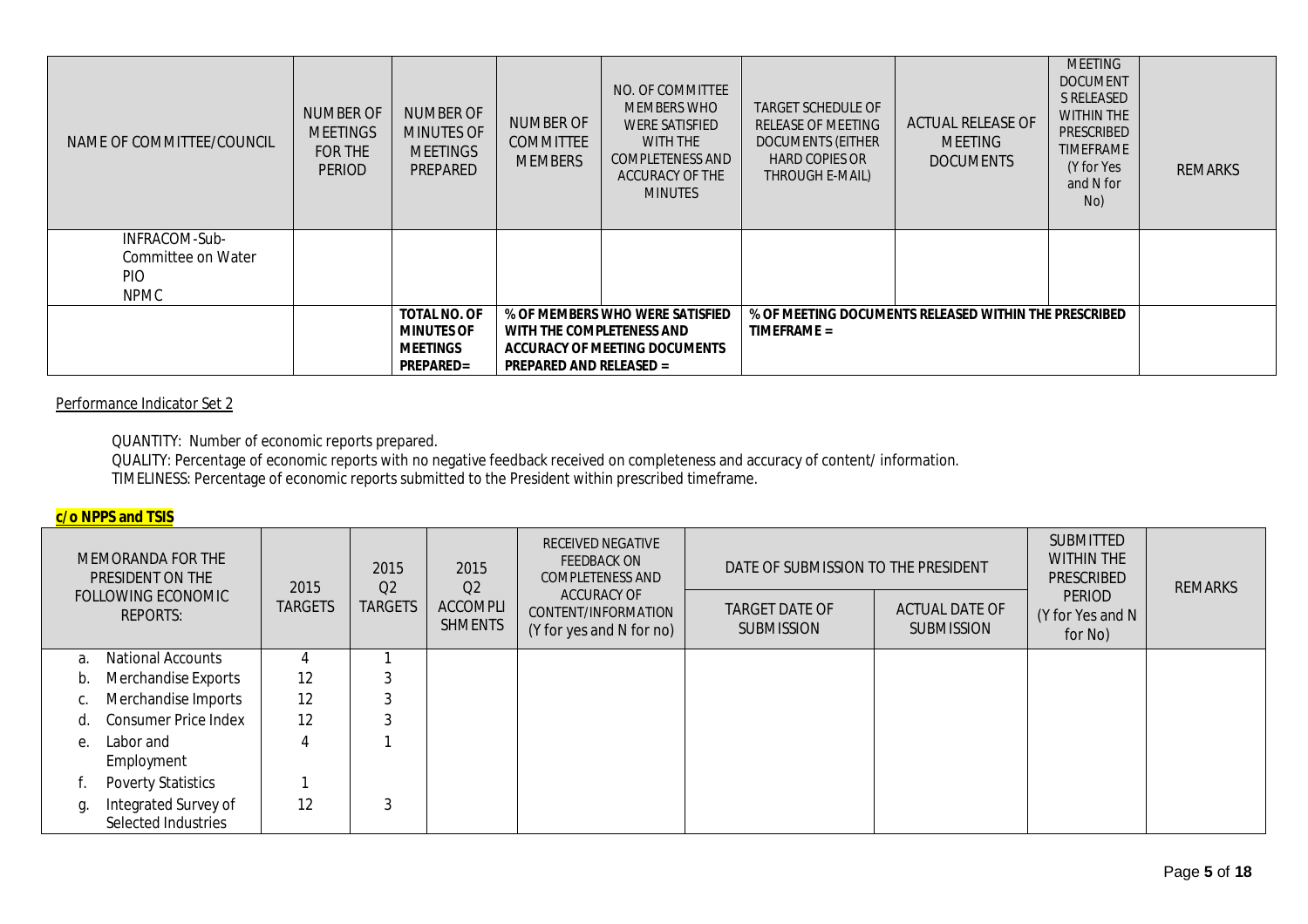| NAME OF COMMITTEE/COUNCIL | NUMBER OF MEETINGS FOR THE PERIOD | NUMBER OF MINUTES OF MEETINGS PREPARED | NUMBER OF COMMITTEE MEMBERS | NO. OF COMMITTEE MEMBERS WHO WERE SATISFIED WITH THE COMPLETENESS AND ACCURACY OF THE MINUTES | TARGET SCHEDULE OF RELEASE OF MEETING DOCUMENTS (EITHER HARD COPIES OR THROUGH E-MAIL) | ACTUAL RELEASE OF MEETING DOCUMENTS | MEETING DOCUMENTS RELEASED WITHIN THE PRESCRIBED TIMEFRAME (Y for Yes and N for No) | REMARKS |
|---|---|---|---|---|---|---|---|---|
| INFRACOM-Sub-Committee on Water<br>PIO<br>NPMC | | | | | | | | |
| | | **TOTAL NO. OF MINUTES OF MEETINGS PREPARED=** | **% OF MEMBERS WHO WERE SATISFIED WITH THE COMPLETENESS AND ACCURACY OF MEETING DOCUMENTS PREPARED AND RELEASED =** | | **% OF MEETING DOCUMENTS RELEASED WITHIN THE PRESCRIBED TIMEFRAME =** | | | |

Performance Indicator Set 2

QUANTITY: Number of economic reports prepared.
QUALITY: Percentage of economic reports with no negative feedback received on completeness and accuracy of content/ information.
TIMELINESS: Percentage of economic reports submitted to the President within prescribed timeframe.

**c/o NPPS and TSIS**

| MEMORANDA FOR THE PRESIDENT ON THE FOLLOWING ECONOMIC REPORTS: | 2015 TARGETS | 2015 Q2 TARGETS | 2015 Q2 ACCOMPLISHMENTS | RECEIVED NEGATIVE FEEDBACK ON COMPLETENESS AND ACCURACY OF CONTENT/INFORMATION (Y for yes and N for no) | DATE OF SUBMISSION TO THE PRESIDENT | | SUBMITTED WITHIN THE PRESCRIBED PERIOD (Y for Yes and N for No) | REMARKS |
|---|---|---|---|---|---|---|---|---|
| | | | | | TARGET DATE OF SUBMISSION | ACTUAL DATE OF SUBMISSION | | |
| a. National Accounts | 4 | 1 | | | | | | |
| b. Merchandise Exports | 12 | 3 | | | | | | |
| c. Merchandise Imports | 12 | 3 | | | | | | |
| d. Consumer Price Index | 12 | 3 | | | | | | |
| e. Labor and Employment | 4 | 1 | | | | | | |
| f. Poverty Statistics | 1 | | | | | | | |
| g. Integrated Survey of Selected Industries | 12 | 3 | | | | | | |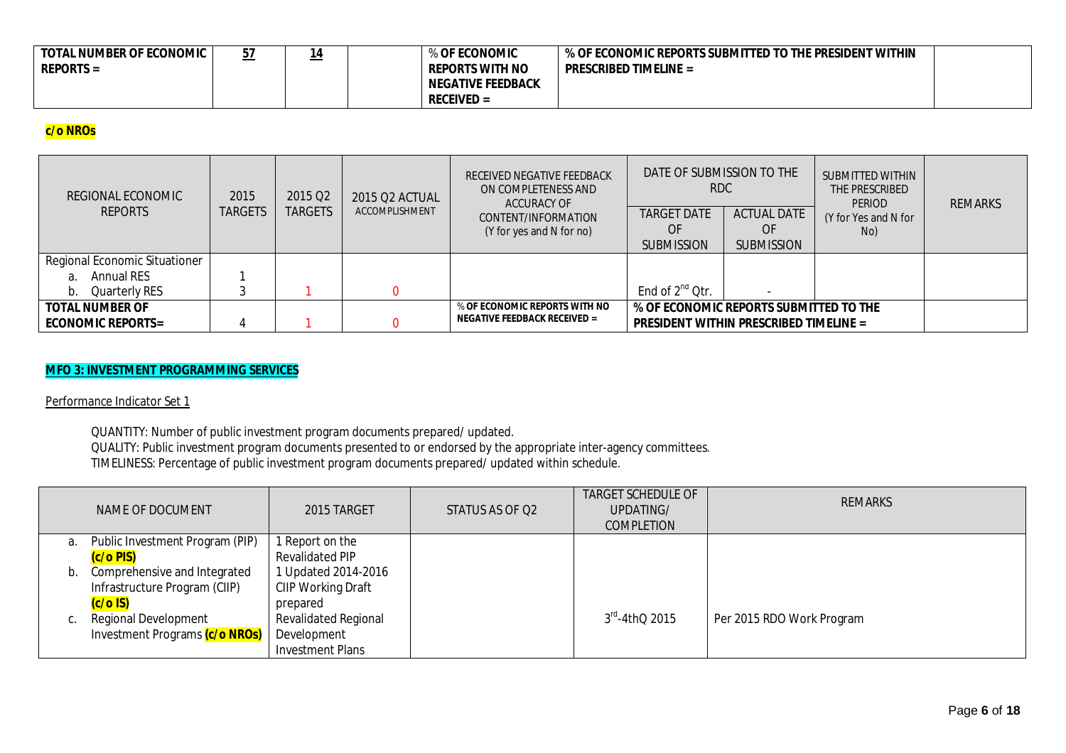| TOTAL NUMBER OF ECONOMIC REPORTS = | 57 | 14 | | % OF ECONOMIC REPORTS WITH NO NEGATIVE FEEDBACK RECEIVED = | % OF ECONOMIC REPORTS SUBMITTED TO THE PRESIDENT WITHIN PRESCRIBED TIMELINE = | |
|---|---|---|---|---|---|---|

**c/o NROs**

| REGIONAL ECONOMIC REPORTS | 2015 TARGETS | 2015 Q2 TARGETS | 2015 Q2 ACTUAL ACCOMPLISHMENT | RECEIVED NEGATIVE FEEDBACK ON COMPLETENESS AND ACCURACY OF CONTENT/INFORMATION (Y for yes and N for no) | DATE OF SUBMISSION TO THE RDC | | SUBMITTED WITHIN THE PRESCRIBED PERIOD (Y for Yes and N for No) | REMARKS |
|---|---|---|---|---|---|---|---|---|
| | | | | | TARGET DATE OF SUBMISSION | ACTUAL DATE OF SUBMISSION | | |
| Regional Economic Situationer | | | | | | | | |
| a. Annual RES | 1 | | | | | | | |
| b. Quarterly RES | 3 | 1 | 0 | | End of 2nd Qtr. | - | | |
| **TOTAL NUMBER OF ECONOMIC REPORTS=** | 4 | 1 | 0 | **% OF ECONOMIC REPORTS WITH NO NEGATIVE FEEDBACK RECEIVED =** | **% OF ECONOMIC REPORTS SUBMITTED TO THE PRESIDENT WITHIN PRESCRIBED TIMELINE =** | | | |

**MFO 3: INVESTMENT PROGRAMMING SERVICES**

Performance Indicator Set 1

QUANTITY: Number of public investment program documents prepared/ updated.
QUALITY: Public investment program documents presented to or endorsed by the appropriate inter-agency committees.
TIMELINESS: Percentage of public investment program documents prepared/ updated within schedule.

| NAME OF DOCUMENT | 2015 TARGET | STATUS AS OF Q2 | TARGET SCHEDULE OF UPDATING/ COMPLETION | REMARKS |
|---|---|---|---|---|
| a. Public Investment Program (PIP) **(c/o PIS)** | 1 Report on the Revalidated PIP | | | |
| b. Comprehensive and Integrated Infrastructure Program (CIIP) **(c/o IS)** | 1 Updated 2014-2016 CIIP Working Draft prepared | | | |
| c. Regional Development Investment Programs **(c/o NROs)** | Revalidated Regional Development Investment Plans | | 3rd-4thQ 2015 | Per 2015 RDO Work Program |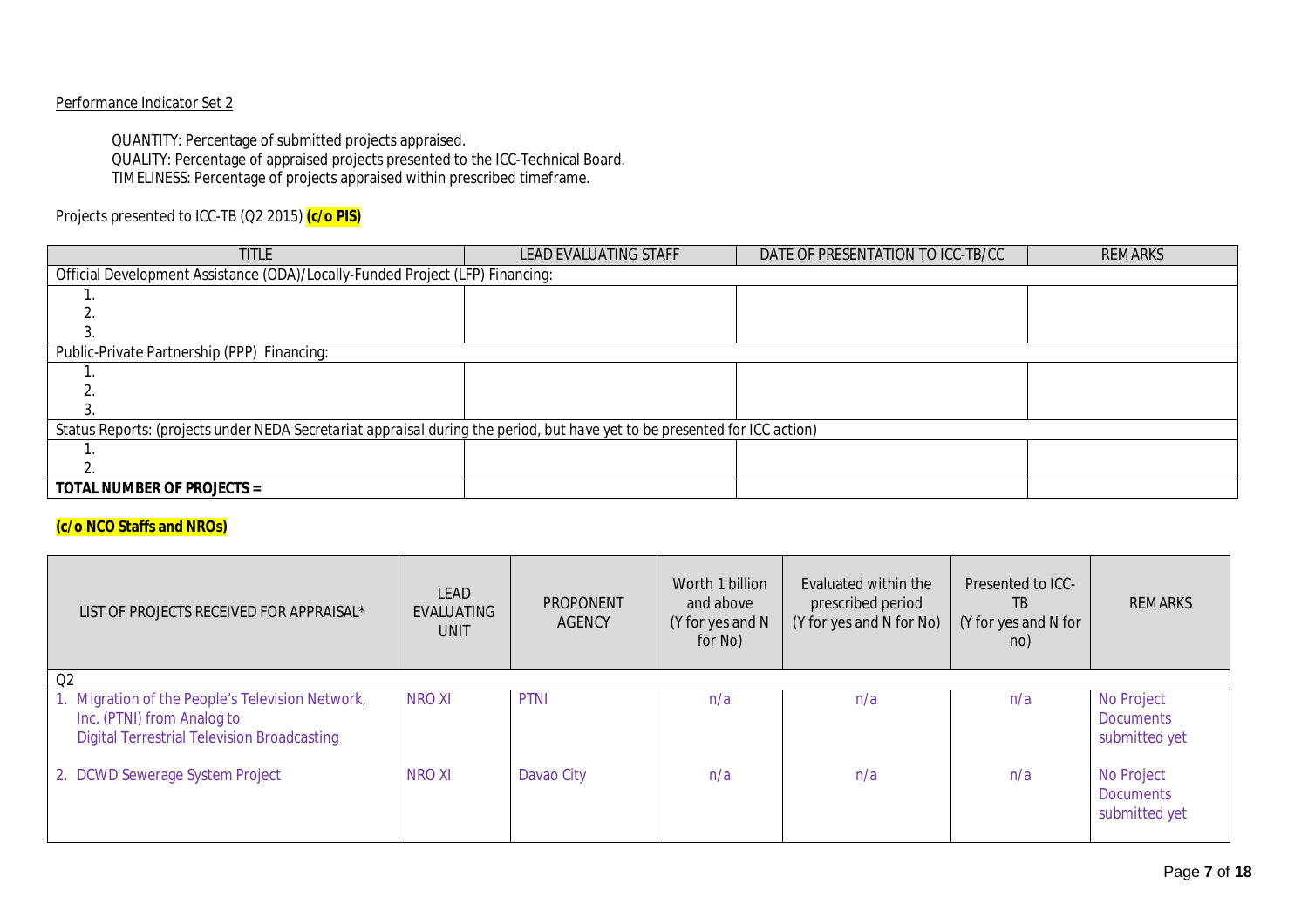Performance Indicator Set 2

QUANTITY: Percentage of submitted projects appraised.
QUALITY: Percentage of appraised projects presented to the ICC-Technical Board.
TIMELINESS: Percentage of projects appraised within prescribed timeframe.

Projects presented to ICC-TB (Q2 2015) **(c/o PIS)**

| TITLE | LEAD EVALUATING STAFF | DATE OF PRESENTATION TO ICC-TB/CC | REMARKS |
|---|---|---|---|
| Official Development Assistance (ODA)/Locally-Funded Project (LFP) Financing: | | | |
| 1.<br>2.<br>3. | | | |
| Public-Private Partnership (PPP) Financing: | | | |
| 1.<br>2.<br>3. | | | |
| Status Reports: (projects under NEDA Secretariat appraisal during the period, but have yet to be presented for ICC action) | | | |
| 1.<br>2. | | | |
| **TOTAL NUMBER OF PROJECTS =** | | | |

**(c/o NCO Staffs and NROs)**

| LIST OF PROJECTS RECEIVED FOR APPRAISAL* | LEAD EVALUATING UNIT | PROPONENT AGENCY | Worth 1 billion and above (Y for yes and N for No) | Evaluated within the prescribed period (Y for yes and N for No) | Presented to ICC-TB (Y for yes and N for no) | REMARKS |
|---|---|---|---|---|---|---|
| Q2 | | | | | | |
| 1. Migration of the People's Television Network, Inc. (PTNI) from Analog to Digital Terrestrial Television Broadcasting | NRO XI | PTNI | n/a | n/a | n/a | No Project Documents submitted yet |
| 2. DCWD Sewerage System Project | NRO XI | Davao City | n/a | n/a | n/a | No Project Documents submitted yet |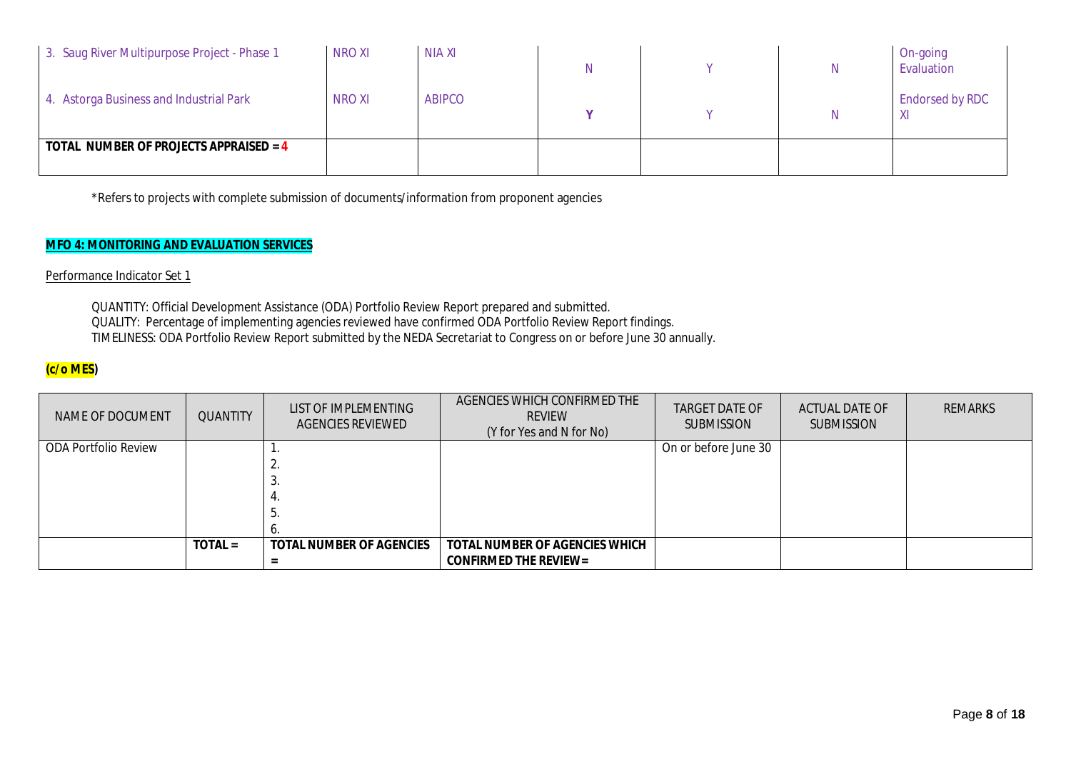| | | | | | | |
|---|---|---|---|---|---|---|
| 3. Saug River Multipurpose Project - Phase 1 | NRO XI | NIA XI | N | Y | N | On-going Evaluation |
| 4. Astorga Business and Industrial Park | NRO XI | ABIPCO | **Y** | Y | N | Endorsed by RDC XI |
| **TOTAL NUMBER OF PROJECTS APPRAISED = 4** | | | | | | |

*Refers to projects with complete submission of documents/information from proponent agencies

**MFO 4: MONITORING AND EVALUATION SERVICES**

Performance Indicator Set 1

QUANTITY: Official Development Assistance (ODA) Portfolio Review Report prepared and submitted.
QUALITY: Percentage of implementing agencies reviewed have confirmed ODA Portfolio Review Report findings.
TIMELINESS: ODA Portfolio Review Report submitted by the NEDA Secretariat to Congress on or before June 30 annually.

**(c/o MES)**

| NAME OF DOCUMENT | QUANTITY | LIST OF IMPLEMENTING AGENCIES REVIEWED | AGENCIES WHICH CONFIRMED THE REVIEW (Y for Yes and N for No) | TARGET DATE OF SUBMISSION | ACTUAL DATE OF SUBMISSION | REMARKS |
|---|---|---|---|---|---|---|
| ODA Portfolio Review | | 1.<br>2.<br>3.<br>4.<br>5.<br>6. | | On or before June 30 | | |
| | **TOTAL =** | **TOTAL NUMBER OF AGENCIES =** | **TOTAL NUMBER OF AGENCIES WHICH CONFIRMED THE REVIEW =** | | | |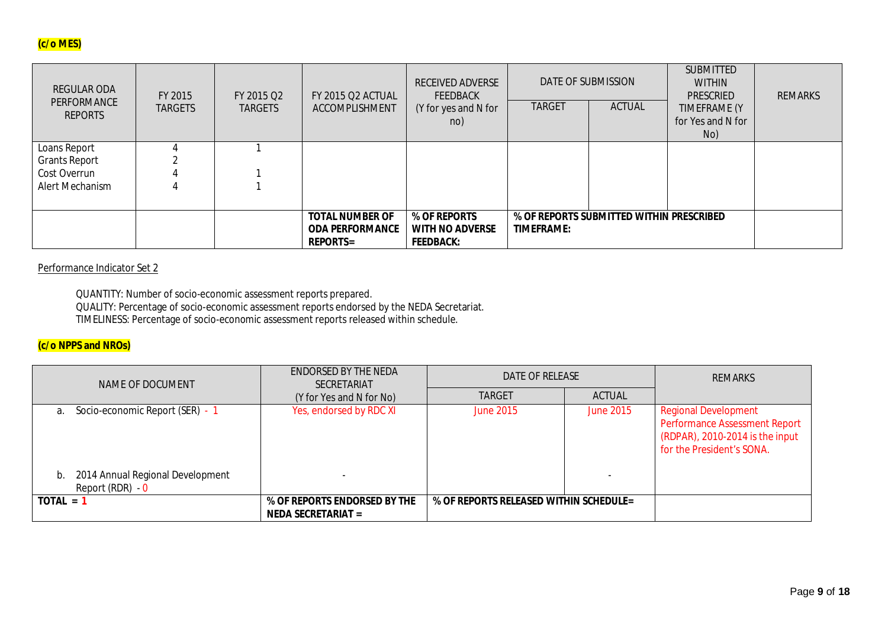**(c/o MES)**

| REGULAR ODA PERFORMANCE REPORTS | FY 2015 TARGETS | FY 2015 Q2 TARGETS | FY 2015 Q2 ACTUAL ACCOMPLISHMENT | RECEIVED ADVERSE FEEDBACK (Y for yes and N for no) | DATE OF SUBMISSION | | SUBMITTED WITHIN PRESCRIBED TIMEFRAME (Y for Yes and N for No) | REMARKS |
|---|---|---|---|---|---|---|---|---|
| | | | | | TARGET | ACTUAL | | |
| Loans Report<br>Grants Report<br>Cost Overrun<br>Alert Mechanism | 4<br>2<br>4<br>4 | 1<br><br>1<br>1 | | | | | | |
| | | | **TOTAL NUMBER OF ODA PERFORMANCE REPORTS=** | **% OF REPORTS WITH NO ADVERSE FEEDBACK:** | **% OF REPORTS SUBMITTED WITHIN PRESCRIBED TIMEFRAME:** | | | |

Performance Indicator Set 2

QUANTITY: Number of socio-economic assessment reports prepared.
QUALITY: Percentage of socio-economic assessment reports endorsed by the NEDA Secretariat.
TIMELINESS: Percentage of socio-economic assessment reports released within schedule.

**(c/o NPPS and NROs)**

| NAME OF DOCUMENT | ENDORSED BY THE NEDA SECRETARIAT (Y for Yes and N for No) | DATE OF RELEASE | | REMARKS |
|---|---|---|---|---|
| | | TARGET | ACTUAL | |
| a. Socio-economic Report (SER) - 1 | Yes, endorsed by RDC XI | June 2015 | June 2015 | Regional Development Performance Assessment Report (RDPAR), 2010-2014 is the input for the President's SONA. |
| b. 2014 Annual Regional Development Report (RDR) - 0 | - | | - | |
| **TOTAL = 1** | **% OF REPORTS ENDORSED BY THE NEDA SECRETARIAT =** | **% OF REPORTS RELEASED WITHIN SCHEDULE=** | | |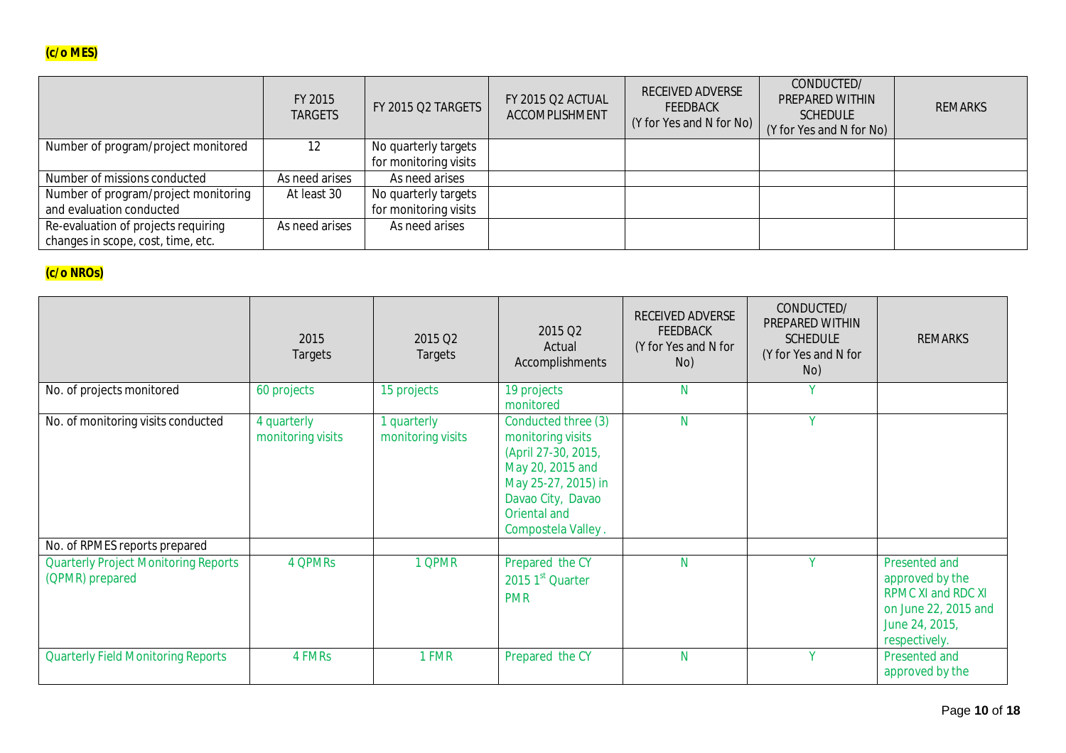**(c/o MES)**

| | FY 2015 TARGETS | FY 2015 Q2 TARGETS | FY 2015 Q2 ACTUAL ACCOMPLISHMENT | RECEIVED ADVERSE FEEDBACK (Y for Yes and N for No) | CONDUCTED/ PREPARED WITHIN SCHEDULE (Y for Yes and N for No) | REMARKS |
|---|---|---|---|---|---|---|
| Number of program/project monitored | 12 | No quarterly targets for monitoring visits | | | | |
| Number of missions conducted | As need arises | As need arises | | | | |
| Number of program/project monitoring and evaluation conducted | At least 30 | No quarterly targets for monitoring visits | | | | |
| Re-evaluation of projects requiring changes in scope, cost, time, etc. | As need arises | As need arises | | | | |

**(c/o NROs)**

| | 2015 Targets | 2015 Q2 Targets | 2015 Q2 Actual Accomplishments | RECEIVED ADVERSE FEEDBACK (Y for Yes and N for No) | CONDUCTED/ PREPARED WITHIN SCHEDULE (Y for Yes and N for No) | REMARKS |
|---|---|---|---|---|---|---|
| No. of projects monitored | 60 projects | 15 projects | 19 projects monitored | N | Y | |
| No. of monitoring visits conducted | 4 quarterly monitoring visits | 1 quarterly monitoring visits | Conducted three (3) monitoring visits (April 27-30, 2015, May 20, 2015 and May 25-27, 2015) in Davao City, Davao Oriental and Compostela Valley. | N | Y | |
| No. of RPMES reports prepared | | | | | | |
| Quarterly Project Monitoring Reports (QPMR) prepared | 4 QPMRs | 1 QPMR | Prepared the CY 2015 1st Quarter PMR | N | Y | Presented and approved by the RPMC XI and RDC XI on June 22, 2015 and June 24, 2015, respectively. |
| Quarterly Field Monitoring Reports | 4 FMRs | 1 FMR | Prepared the CY | N | Y | Presented and approved by the |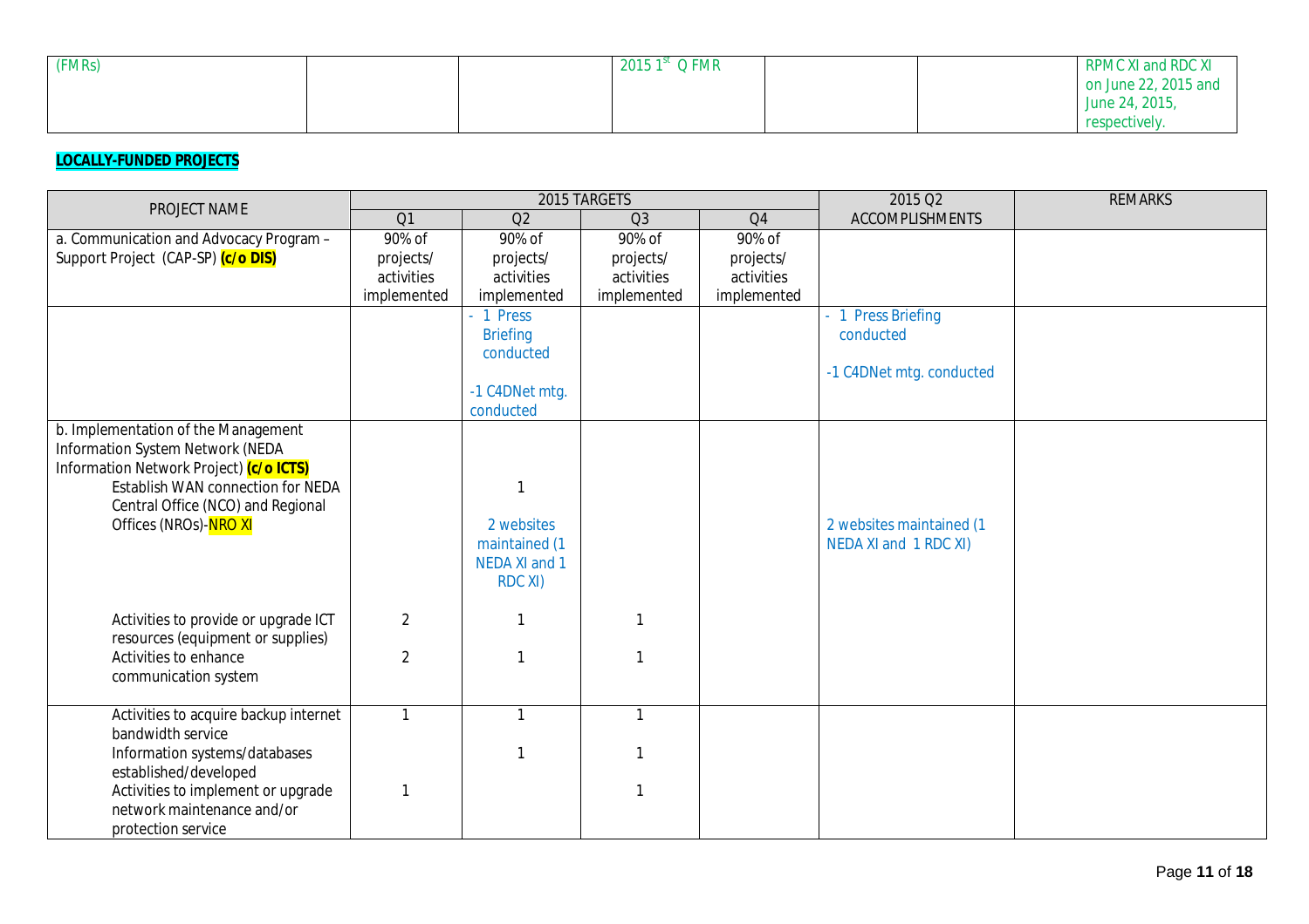| (FMRs) | | | 2015 1st Q FMR | | | RPMC XI and RDC XI on June 22, 2015 and June 24, 2015, respectively. |
|---|---|---|---|---|---|---|

**LOCALLY-FUNDED PROJECTS**

| PROJECT NAME | 2015 TARGETS | | | | 2015 Q2 ACCOMPLISHMENTS | REMARKS |
|---|---|---|---|---|---|---|
| | Q1 | Q2 | Q3 | Q4 | | |
| a. Communication and Advocacy Program – Support Project (CAP-SP) **(c/o DIS)** | 90% of projects/ activities implemented | 90% of projects/ activities implemented | 90% of projects/ activities implemented | 90% of projects/ activities implemented | | |
| | | - 1 Press Briefing conducted<br><br>-1 C4DNet mtg. conducted | | | - 1 Press Briefing conducted<br><br>-1 C4DNet mtg. conducted | |
| b. Implementation of the Management Information System Network (NEDA Information Network Project) **(c/o ICTS)**<br>Establish WAN connection for NEDA Central Office (NCO) and Regional Offices (NROs)-NRO XI | | 1<br><br>2 websites maintained (1 NEDA XI and 1 RDC XI) | | | 2 websites maintained (1 NEDA XI and 1 RDC XI) | |
| Activities to provide or upgrade ICT resources (equipment or supplies) | 2 | 1 | 1 | | | |
| Activities to enhance communication system | 2 | 1 | 1 | | | |
| Activities to acquire backup internet bandwidth service | 1 | 1 | 1 | | | |
| Information systems/databases established/developed | | 1 | 1 | | | |
| Activities to implement or upgrade network maintenance and/or protection service | 1 | | 1 | | | |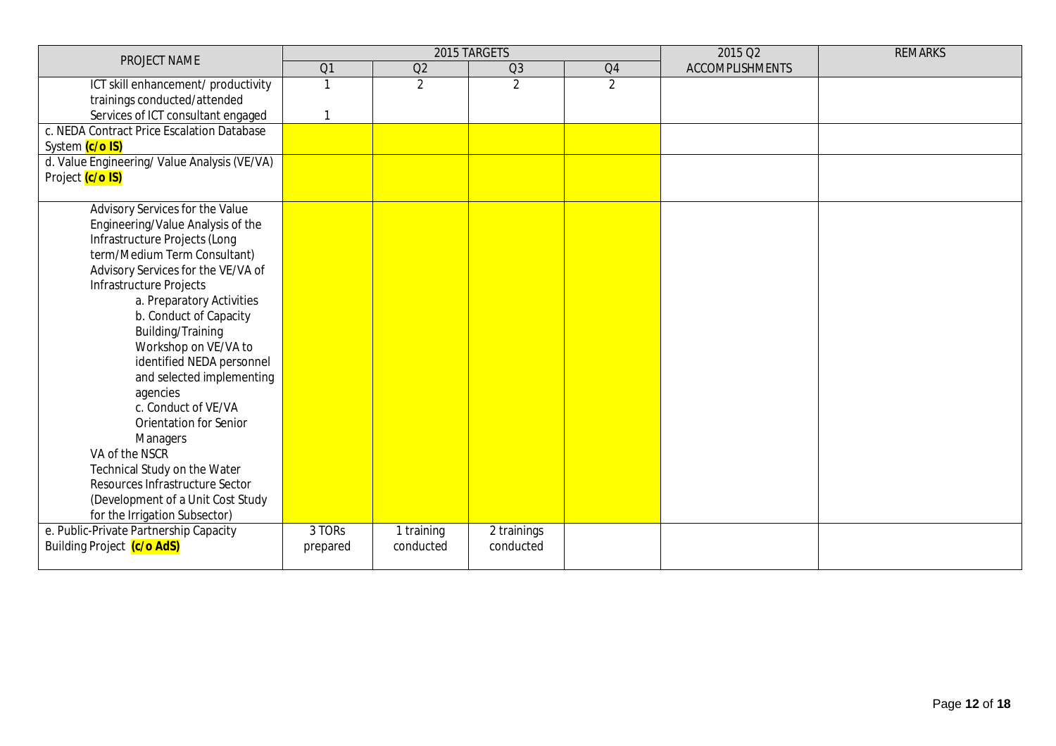| PROJECT NAME | 2015 TARGETS | | | | 2015 Q2 ACCOMPLISHMENTS | REMARKS |
|---|---|---|---|---|---|---|
| | Q1 | Q2 | Q3 | Q4 | | |
| ICT skill enhancement/ productivity trainings conducted/attended | 1 | 2 | 2 | 2 | | |
| Services of ICT consultant engaged | 1 | | | | | |
| c. NEDA Contract Price Escalation Database System **(c/o IS)** | | | | | | |
| d. Value Engineering/ Value Analysis (VE/VA) Project **(c/o IS)** | | | | | | |
| Advisory Services for the Value Engineering/Value Analysis of the Infrastructure Projects (Long term/Medium Term Consultant)<br>Advisory Services for the VE/VA of Infrastructure Projects<br>a. Preparatory Activities<br>b. Conduct of Capacity Building/Training Workshop on VE/VA to identified NEDA personnel and selected implementing agencies<br>c. Conduct of VE/VA Orientation for Senior Managers<br>VA of the NSCR<br>Technical Study on the Water Resources Infrastructure Sector (Development of a Unit Cost Study for the Irrigation Subsector) | | | | | | |
| e. Public-Private Partnership Capacity Building Project **(c/o AdS)** | 3 TORs prepared | 1 training conducted | 2 trainings conducted | | | |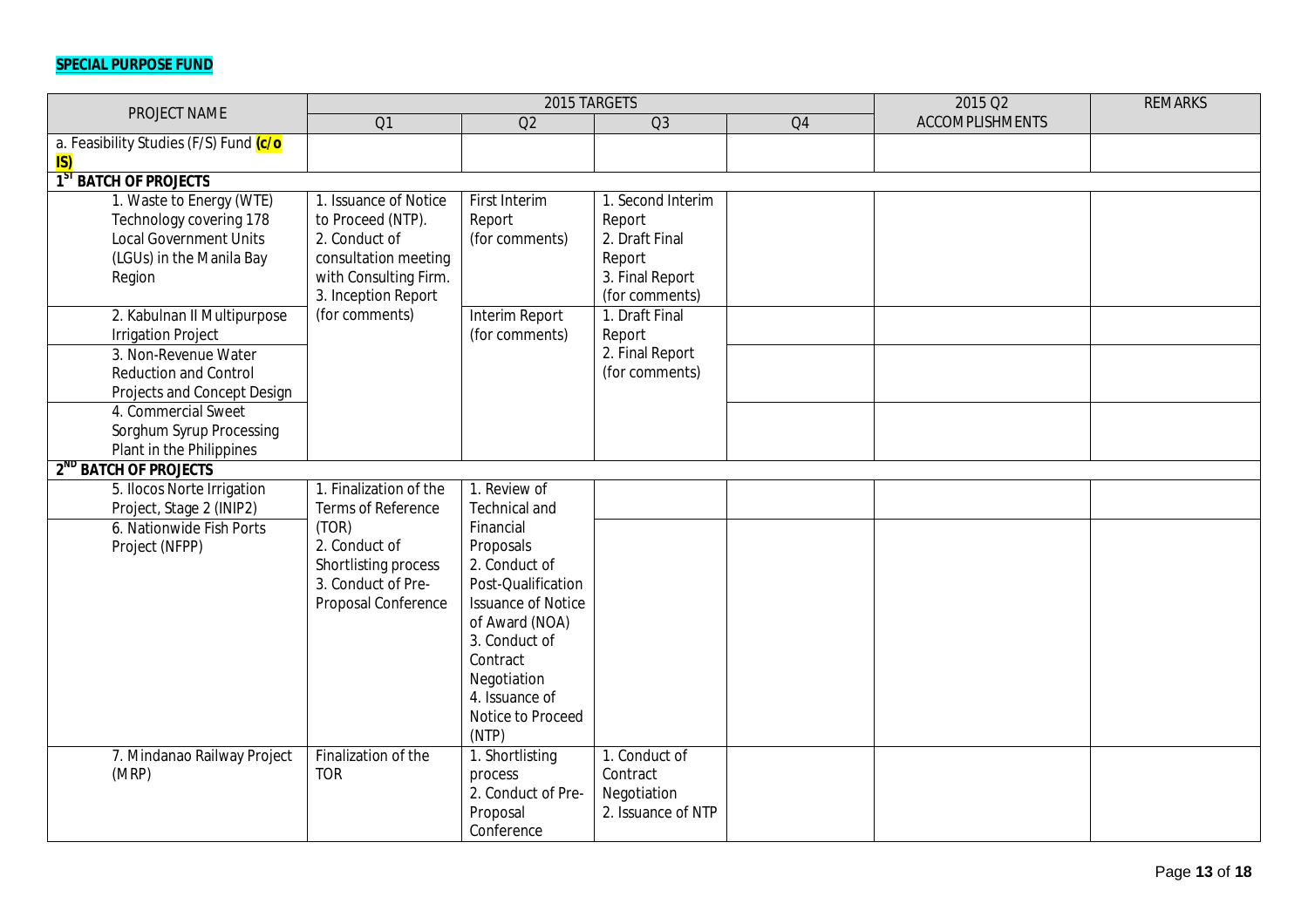**SPECIAL PURPOSE FUND**

| PROJECT NAME | 2015 TARGETS | | | | 2015 Q2 ACCOMPLISHMENTS | REMARKS |
|---|---|---|---|---|---|---|
| | Q1 | Q2 | Q3 | Q4 | | |
| a. Feasibility Studies (F/S) Fund **(c/o IS)** | | | | | | |
| **1ST BATCH OF PROJECTS** | | | | | | |
| 1. Waste to Energy (WTE) Technology covering 178 Local Government Units (LGUs) in the Manila Bay Region | 1. Issuance of Notice to Proceed (NTP). 2. Conduct of consultation meeting with Consulting Firm. 3. Inception Report (for comments) | First Interim Report (for comments) | 1. Second Interim Report 2. Draft Final Report 3. Final Report (for comments) | | | |
| 2. Kabulnan II Multipurpose Irrigation Project | | Interim Report (for comments) | 1. Draft Final Report 2. Final Report (for comments) | | | |
| 3. Non-Revenue Water Reduction and Control Projects and Concept Design | | | | | | |
| 4. Commercial Sweet Sorghum Syrup Processing Plant in the Philippines | | | | | | |
| **2ND BATCH OF PROJECTS** | | | | | | |
| 5. Ilocos Norte Irrigation Project, Stage 2 (INIP2) | 1. Finalization of the Terms of Reference (TOR) 2. Conduct of Shortlisting process 3. Conduct of Pre-Proposal Conference | 1. Review of Technical and Financial Proposals 2. Conduct of Post-Qualification Issuance of Notice of Award (NOA) 3. Conduct of Contract Negotiation 4. Issuance of Notice to Proceed (NTP) | | | | |
| 6. Nationwide Fish Ports Project (NFPP) | | | | | | |
| 7. Mindanao Railway Project (MRP) | Finalization of the TOR | 1. Shortlisting process 2. Conduct of Pre-Proposal Conference | 1. Conduct of Contract Negotiation 2. Issuance of NTP | | | |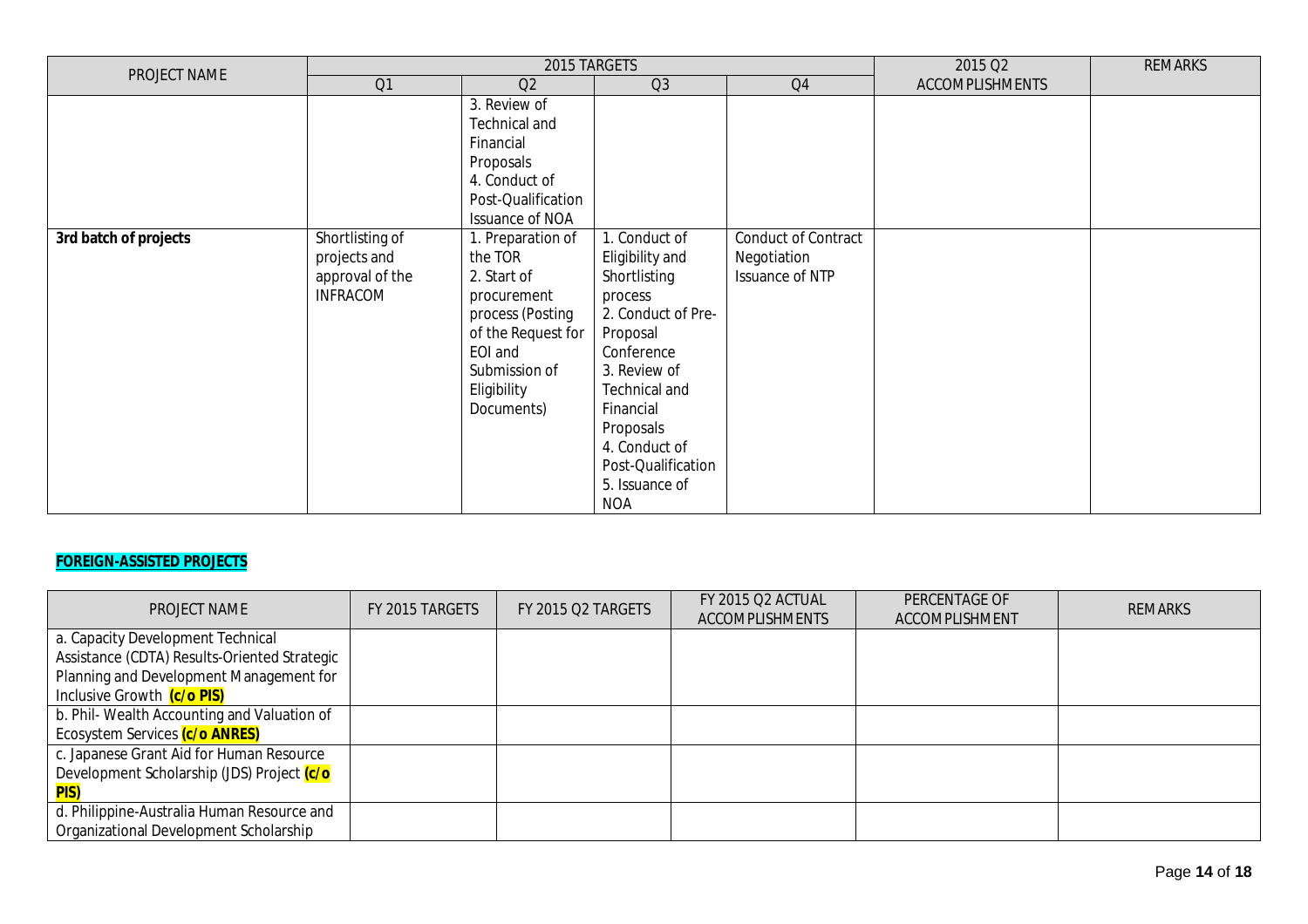| PROJECT NAME | 2015 TARGETS | | | | 2015 Q2 ACCOMPLISHMENTS | REMARKS |
|---|---|---|---|---|---|---|
| | Q1 | Q2 | Q3 | Q4 | | |
| | | 3. Review of Technical and Financial Proposals<br>4. Conduct of Post-Qualification Issuance of NOA | | | | |
| **3rd batch of projects** | Shortlisting of projects and approval of the INFRACOM | 1. Preparation of the TOR<br>2. Start of procurement process (Posting of the Request for EOI and Submission of Eligibility Documents) | 1. Conduct of Eligibility and Shortlisting process<br>2. Conduct of Pre-Proposal Conference<br>3. Review of Technical and Financial Proposals<br>4. Conduct of Post-Qualification<br>5. Issuance of NOA | Conduct of Contract Negotiation Issuance of NTP | | |

**FOREIGN-ASSISTED PROJECTS**

| PROJECT NAME | FY 2015 TARGETS | FY 2015 Q2 TARGETS | FY 2015 Q2 ACTUAL ACCOMPLISHMENTS | PERCENTAGE OF ACCOMPLISHMENT | REMARKS |
|---|---|---|---|---|---|
| a. Capacity Development Technical Assistance (CDTA) Results-Oriented Strategic Planning and Development Management for Inclusive Growth **(c/o PIS)** | | | | | |
| b. Phil- Wealth Accounting and Valuation of Ecosystem Services **(c/o ANRES)** | | | | | |
| c. Japanese Grant Aid for Human Resource Development Scholarship (JDS) Project **(c/o PIS)** | | | | | |
| d. Philippine-Australia Human Resource and Organizational Development Scholarship | | | | | |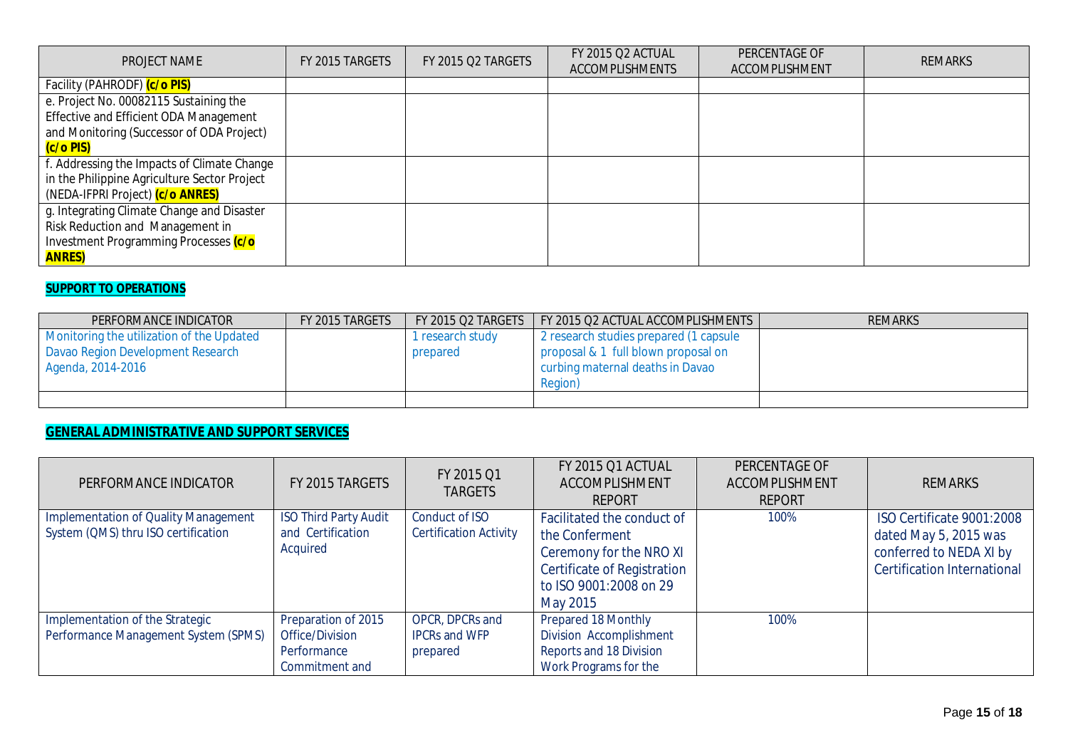| PROJECT NAME | FY 2015 TARGETS | FY 2015 Q2 TARGETS | FY 2015 Q2 ACTUAL ACCOMPLISHMENTS | PERCENTAGE OF ACCOMPLISHMENT | REMARKS |
|---|---|---|---|---|---|
| Facility (PAHRODF) **(c/o PIS)** | | | | | |
| e. Project No. 00082115 Sustaining the Effective and Efficient ODA Management and Monitoring (Successor of ODA Project) **(c/o PIS)** | | | | | |
| f. Addressing the Impacts of Climate Change in the Philippine Agriculture Sector Project (NEDA-IFPRI Project) **(c/o ANRES)** | | | | | |
| g. Integrating Climate Change and Disaster Risk Reduction and Management in Investment Programming Processes **(c/o ANRES)** | | | | | |

**SUPPORT TO OPERATIONS**

| PERFORMANCE INDICATOR | FY 2015 TARGETS | FY 2015 Q2 TARGETS | FY 2015 Q2 ACTUAL ACCOMPLISHMENTS | REMARKS |
|---|---|---|---|---|
| Monitoring the utilization of the Updated Davao Region Development Research Agenda, 2014-2016 | | 1 research study prepared | 2 research studies prepared (1 capsule proposal & 1 full blown proposal on curbing maternal deaths in Davao Region) | |
| | | | | |

**GENERAL ADMINISTRATIVE AND SUPPORT SERVICES**

| PERFORMANCE INDICATOR | FY 2015 TARGETS | FY 2015 Q1 TARGETS | FY 2015 Q1 ACTUAL ACCOMPLISHMENT REPORT | PERCENTAGE OF ACCOMPLISHMENT REPORT | REMARKS |
|---|---|---|---|---|---|
| Implementation of Quality Management System (QMS) thru ISO certification | ISO Third Party Audit and Certification Acquired | Conduct of ISO Certification Activity | Facilitated the conduct of the Conferment Ceremony for the NRO XI Certificate of Registration to ISO 9001:2008 on 29 May 2015 | 100% | ISO Certificate 9001:2008 dated May 5, 2015 was conferred to NEDA XI by Certification International |
| Implementation of the Strategic Performance Management System (SPMS) | Preparation of 2015 Office/Division Performance Commitment and | OPCR, DPCRs and IPCRs and WFP prepared | Prepared 18 Monthly Division Accomplishment Reports and 18 Division Work Programs for the | 100% | |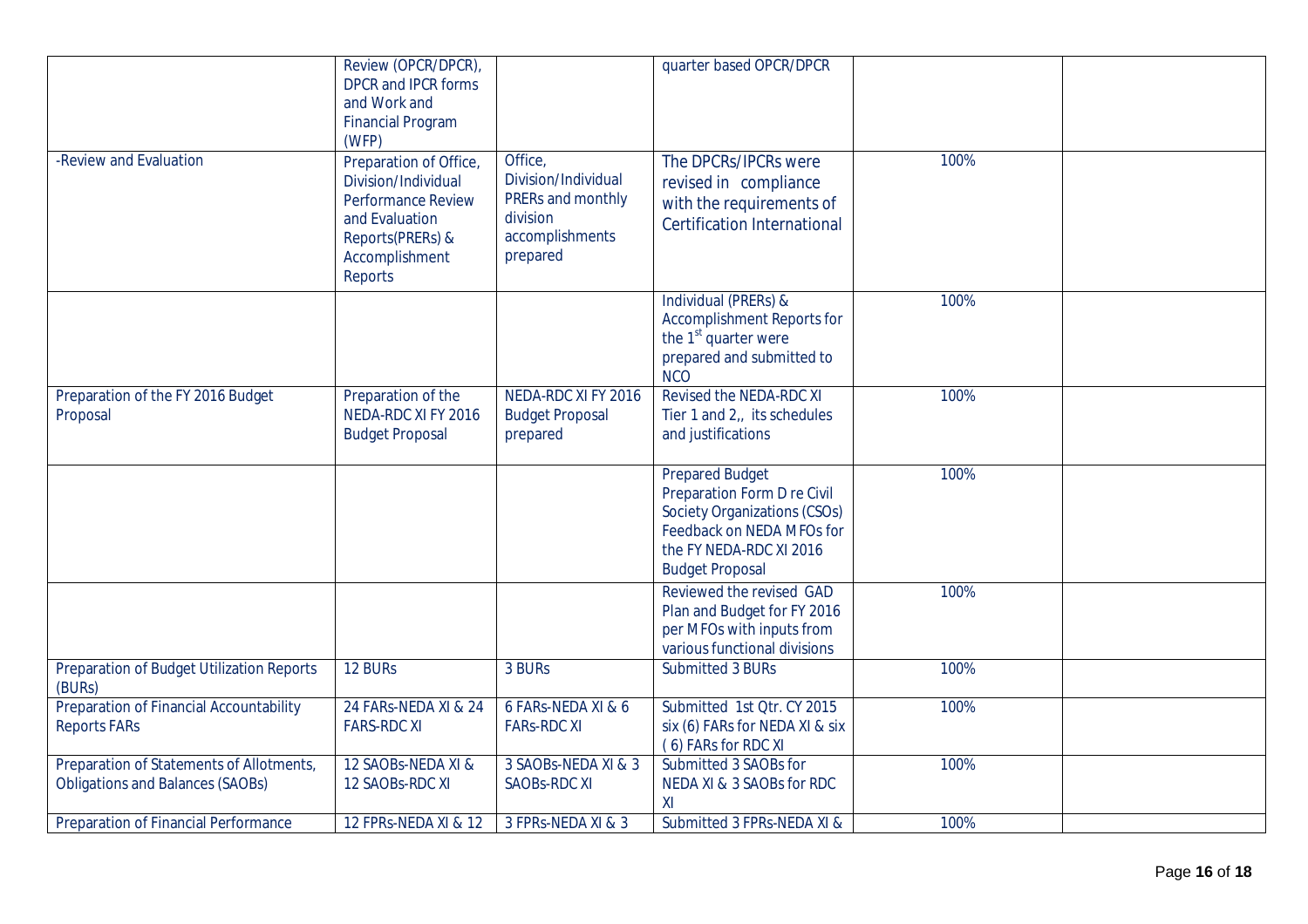| | | | | | |
|---|---|---|---|---|---|
| | Review (OPCR/DPCR), DPCR and IPCR forms and Work and Financial Program (WFP) | | quarter based OPCR/DPCR | | |
| -Review and Evaluation | Preparation of Office, Division/Individual Performance Review and Evaluation Reports(PRERs) & Accomplishment Reports | Office, Division/Individual PRERs and monthly division accomplishments prepared | The DPCRs/IPCRs were revised in compliance with the requirements of Certification International | 100% | |
| | | | Individual (PRERs) & Accomplishment Reports for the 1st quarter were prepared and submitted to NCO | 100% | |
| Preparation of the FY 2016 Budget Proposal | Preparation of the NEDA-RDC XI FY 2016 Budget Proposal | NEDA-RDC XI FY 2016 Budget Proposal prepared | Revised the NEDA-RDC XI Tier 1 and 2,, its schedules and justifications | 100% | |
| | | | Prepared Budget Preparation Form D re Civil Society Organizations (CSOs) Feedback on NEDA MFOs for the FY NEDA-RDC XI 2016 Budget Proposal | 100% | |
| | | | Reviewed the revised GAD Plan and Budget for FY 2016 per MFOs with inputs from various functional divisions | 100% | |
| Preparation of Budget Utilization Reports (BURs) | 12 BURs | 3 BURs | Submitted 3 BURs | 100% | |
| Preparation of Financial Accountability Reports FARs | 24 FARs-NEDA XI & 24 FARS-RDC XI | 6 FARs-NEDA XI & 6 FARs-RDC XI | Submitted 1st Qtr. CY 2015 six (6) FARs for NEDA XI & six ( 6) FARs for RDC XI | 100% | |
| Preparation of Statements of Allotments, Obligations and Balances (SAOBs) | 12 SAOBs-NEDA XI & 12 SAOBs-RDC XI | 3 SAOBs-NEDA XI & 3 SAOBs-RDC XI | Submitted 3 SAOBs for NEDA XI & 3 SAOBs for RDC XI | 100% | |
| Preparation of Financial Performance | 12 FPRs-NEDA XI & 12 | 3 FPRs-NEDA XI & 3 | Submitted 3 FPRs-NEDA XI & | 100% | |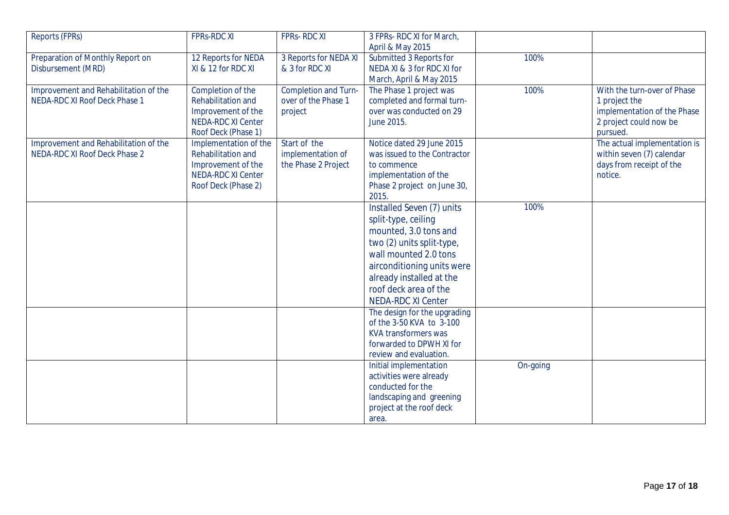| | | | | | |
|---|---|---|---|---|---|
| Reports (FPRs) | FPRs-RDC XI | FPRs- RDC XI | 3 FPRs- RDC XI for March, April & May 2015 | | |
| Preparation of Monthly Report on Disbursement (MRD) | 12 Reports for NEDA XI & 12 for RDC XI | 3 Reports for NEDA XI & 3 for RDC XI | Submitted 3 Reports for NEDA XI & 3 for RDC XI for March, April & May 2015 | 100% | |
| Improvement and Rehabilitation of the NEDA-RDC XI Roof Deck Phase 1 | Completion of the Rehabilitation and Improvement of the NEDA-RDC XI Center Roof Deck (Phase 1) | Completion and Turn-over of the Phase 1 project | The Phase 1 project was completed and formal turn-over was conducted on 29 June 2015. | 100% | With the turn-over of Phase 1 project the implementation of the Phase 2 project could now be pursued. |
| Improvement and Rehabilitation of the NEDA-RDC XI Roof Deck Phase 2 | Implementation of the Rehabilitation and Improvement of the NEDA-RDC XI Center Roof Deck (Phase 2) | Start of the implementation of the Phase 2 Project | Notice dated 29 June 2015 was issued to the Contractor to commence implementation of the Phase 2 project on June 30, 2015. | | The actual implementation is within seven (7) calendar days from receipt of the notice. |
| | | | Installed Seven (7) units split-type, ceiling mounted, 3.0 tons and two (2) units split-type, wall mounted 2.0 tons airconditioning units were already installed at the roof deck area of the NEDA-RDC XI Center | 100% | |
| | | | The design for the upgrading of the 3-50 KVA to 3-100 KVA transformers was forwarded to DPWH XI for review and evaluation. | | |
| | | | Initial implementation activities were already conducted for the landscaping and greening project at the roof deck area. | On-going | |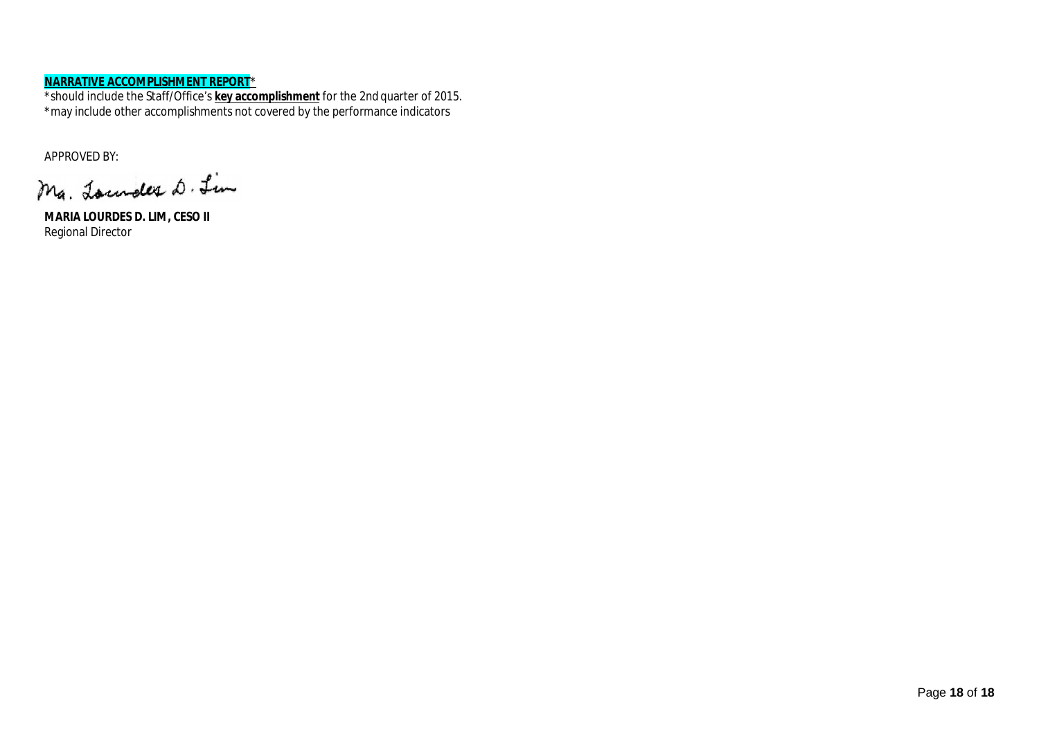**NARRATIVE ACCOMPLISHMENT REPORT***

*should include the Staff/Office's **key accomplishment** for the 2nd quarter of 2015.
*may include other accomplishments not covered by the performance indicators

APPROVED BY:

Ma. Lourdes D. Lim

**MARIA LOURDES D. LIM, CESO II**
Regional Director